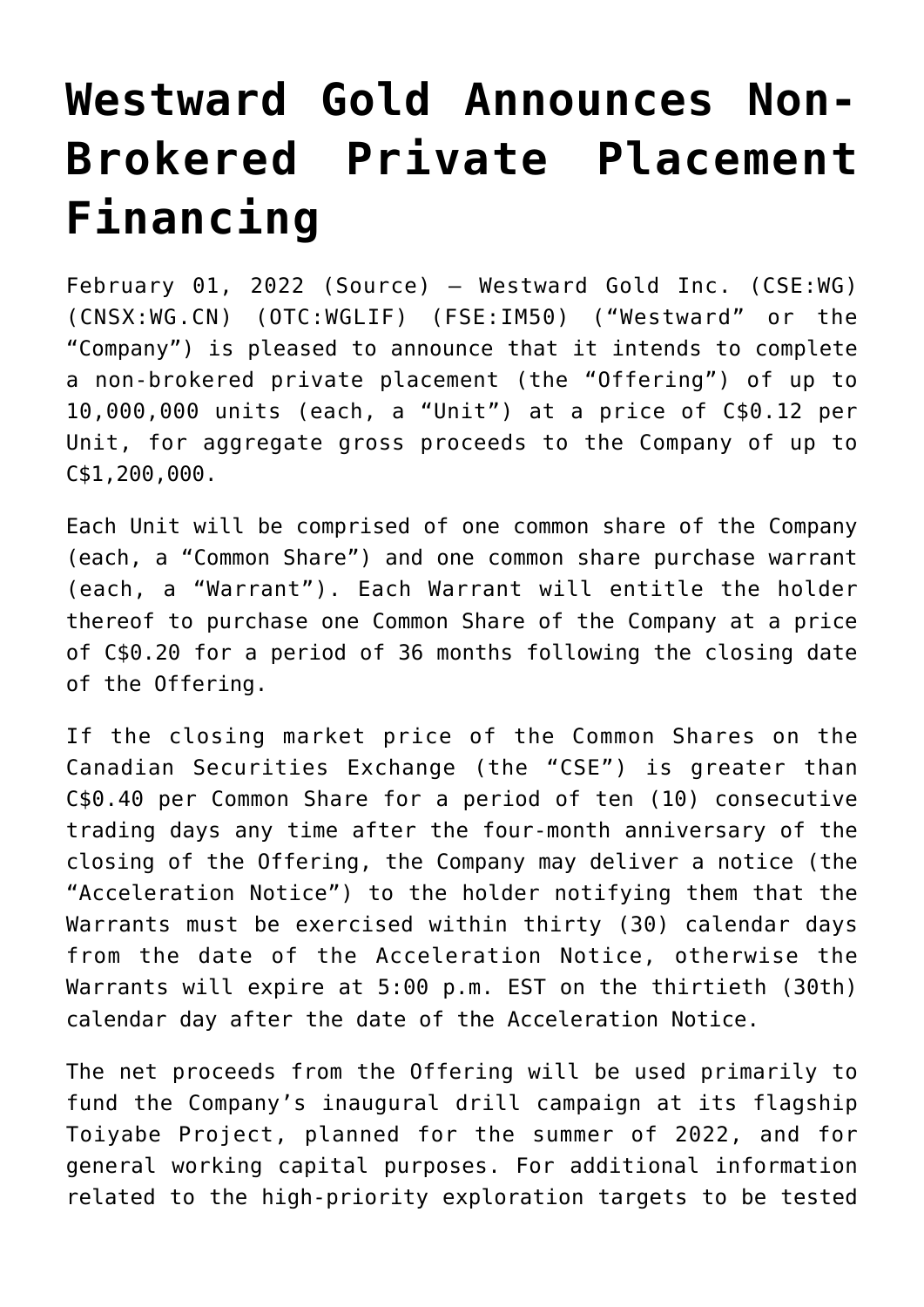# Westward Gold Announces Non-Brokered Private Placement Financing

February 01, 2022 (Source) — Westward Gold Inc. (CSE:WG) (CNSX:WG.CN) (OTC:WGLIF) (FSE:IM50) ("Westward" or the "Company") is pleased to announce that it intends to complete a non-brokered private placement (the "Offering") of up to 10,000,000 units (each, a "Unit") at a price of C$0.12 per Unit, for aggregate gross proceeds to the Company of up to C$1,200,000.

Each Unit will be comprised of one common share of the Company (each, a "Common Share") and one common share purchase warrant (each, a "Warrant"). Each Warrant will entitle the holder thereof to purchase one Common Share of the Company at a price of C$0.20 for a period of 36 months following the closing date of the Offering.

If the closing market price of the Common Shares on the Canadian Securities Exchange (the "CSE") is greater than C$0.40 per Common Share for a period of ten (10) consecutive trading days any time after the four-month anniversary of the closing of the Offering, the Company may deliver a notice (the "Acceleration Notice") to the holder notifying them that the Warrants must be exercised within thirty (30) calendar days from the date of the Acceleration Notice, otherwise the Warrants will expire at 5:00 p.m. EST on the thirtieth (30th) calendar day after the date of the Acceleration Notice.

The net proceeds from the Offering will be used primarily to fund the Company's inaugural drill campaign at its flagship Toiyabe Project, planned for the summer of 2022, and for general working capital purposes. For additional information related to the high-priority exploration targets to be tested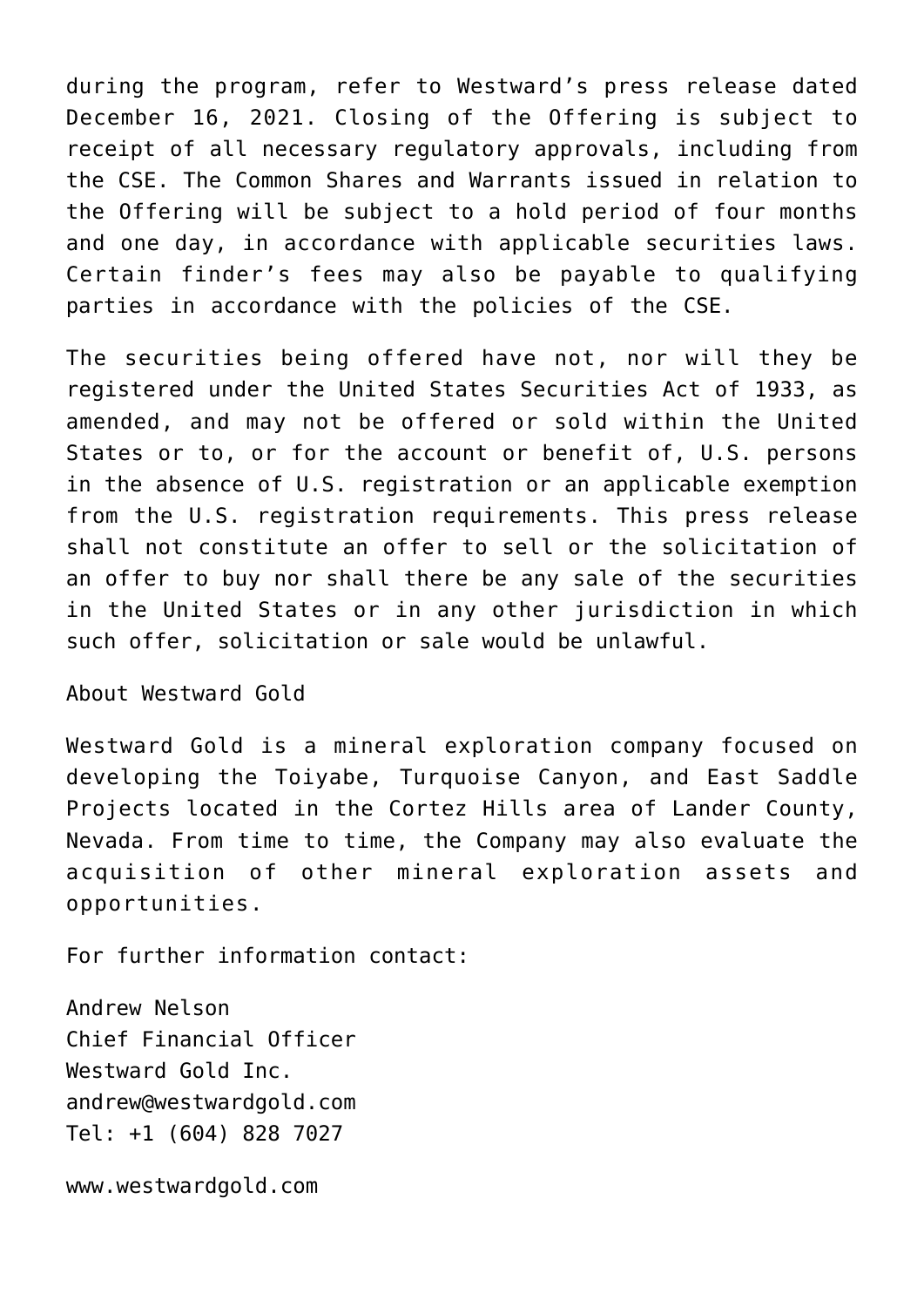during the program, refer to Westward's press release dated December 16, 2021. Closing of the Offering is subject to receipt of all necessary regulatory approvals, including from the CSE. The Common Shares and Warrants issued in relation to the Offering will be subject to a hold period of four months and one day, in accordance with applicable securities laws. Certain finder's fees may also be payable to qualifying parties in accordance with the policies of the CSE.

The securities being offered have not, nor will they be registered under the United States Securities Act of 1933, as amended, and may not be offered or sold within the United States or to, or for the account or benefit of, U.S. persons in the absence of U.S. registration or an applicable exemption from the U.S. registration requirements. This press release shall not constitute an offer to sell or the solicitation of an offer to buy nor shall there be any sale of the securities in the United States or in any other jurisdiction in which such offer, solicitation or sale would be unlawful.

About Westward Gold

Westward Gold is a mineral exploration company focused on developing the Toiyabe, Turquoise Canyon, and East Saddle Projects located in the Cortez Hills area of Lander County, Nevada. From time to time, the Company may also evaluate the acquisition of other mineral exploration assets and opportunities.

For further information contact:

Andrew Nelson
Chief Financial Officer
Westward Gold Inc.
andrew@westwardgold.com
Tel: +1 (604) 828 7027

www.westwardgold.com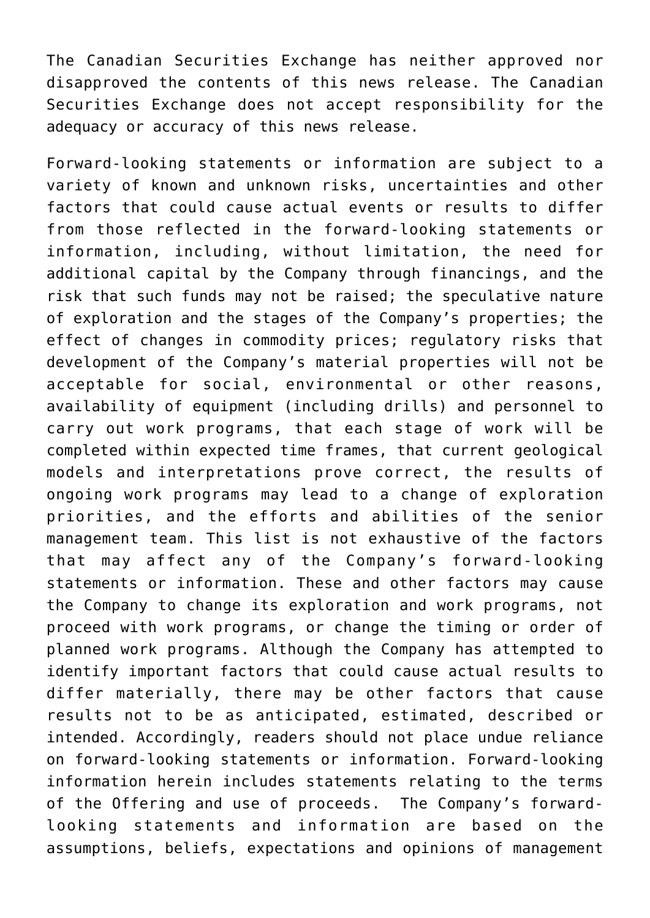The Canadian Securities Exchange has neither approved nor disapproved the contents of this news release. The Canadian Securities Exchange does not accept responsibility for the adequacy or accuracy of this news release.

Forward-looking statements or information are subject to a variety of known and unknown risks, uncertainties and other factors that could cause actual events or results to differ from those reflected in the forward-looking statements or information, including, without limitation, the need for additional capital by the Company through financings, and the risk that such funds may not be raised; the speculative nature of exploration and the stages of the Company's properties; the effect of changes in commodity prices; regulatory risks that development of the Company's material properties will not be acceptable for social, environmental or other reasons, availability of equipment (including drills) and personnel to carry out work programs, that each stage of work will be completed within expected time frames, that current geological models and interpretations prove correct, the results of ongoing work programs may lead to a change of exploration priorities, and the efforts and abilities of the senior management team. This list is not exhaustive of the factors that may affect any of the Company's forward-looking statements or information. These and other factors may cause the Company to change its exploration and work programs, not proceed with work programs, or change the timing or order of planned work programs. Although the Company has attempted to identify important factors that could cause actual results to differ materially, there may be other factors that cause results not to be as anticipated, estimated, described or intended. Accordingly, readers should not place undue reliance on forward-looking statements or information. Forward-looking information herein includes statements relating to the terms of the Offering and use of proceeds. The Company's forward-looking statements and information are based on the assumptions, beliefs, expectations and opinions of management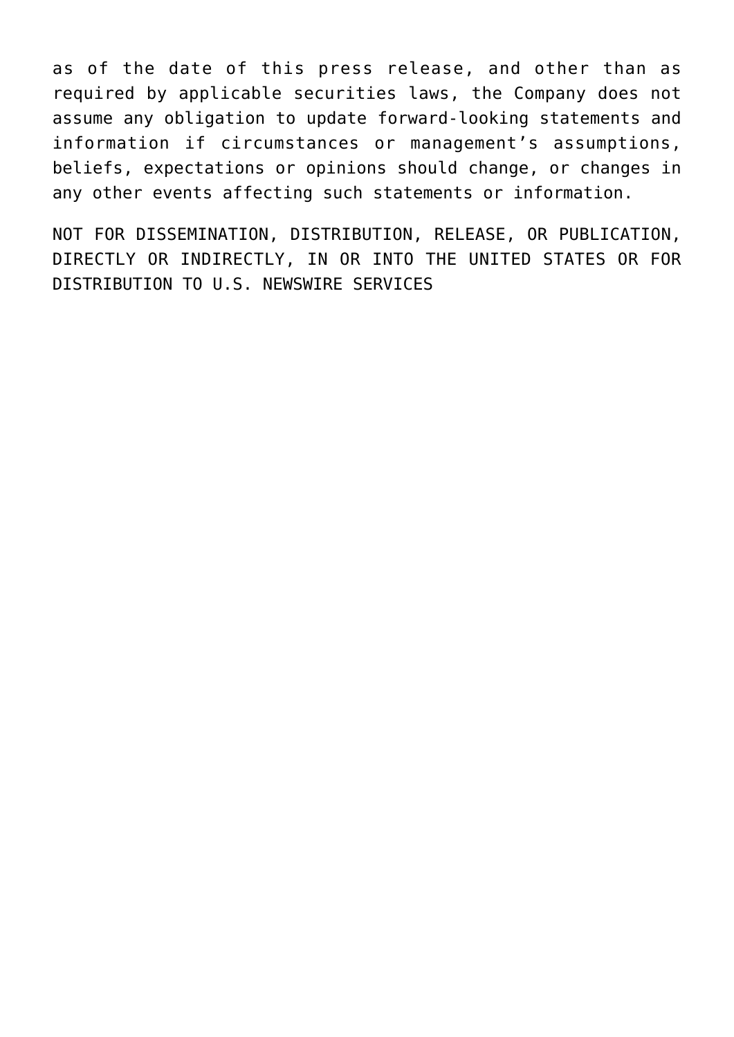as of the date of this press release, and other than as required by applicable securities laws, the Company does not assume any obligation to update forward-looking statements and information if circumstances or management's assumptions, beliefs, expectations or opinions should change, or changes in any other events affecting such statements or information.

NOT FOR DISSEMINATION, DISTRIBUTION, RELEASE, OR PUBLICATION, DIRECTLY OR INDIRECTLY, IN OR INTO THE UNITED STATES OR FOR DISTRIBUTION TO U.S. NEWSWIRE SERVICES